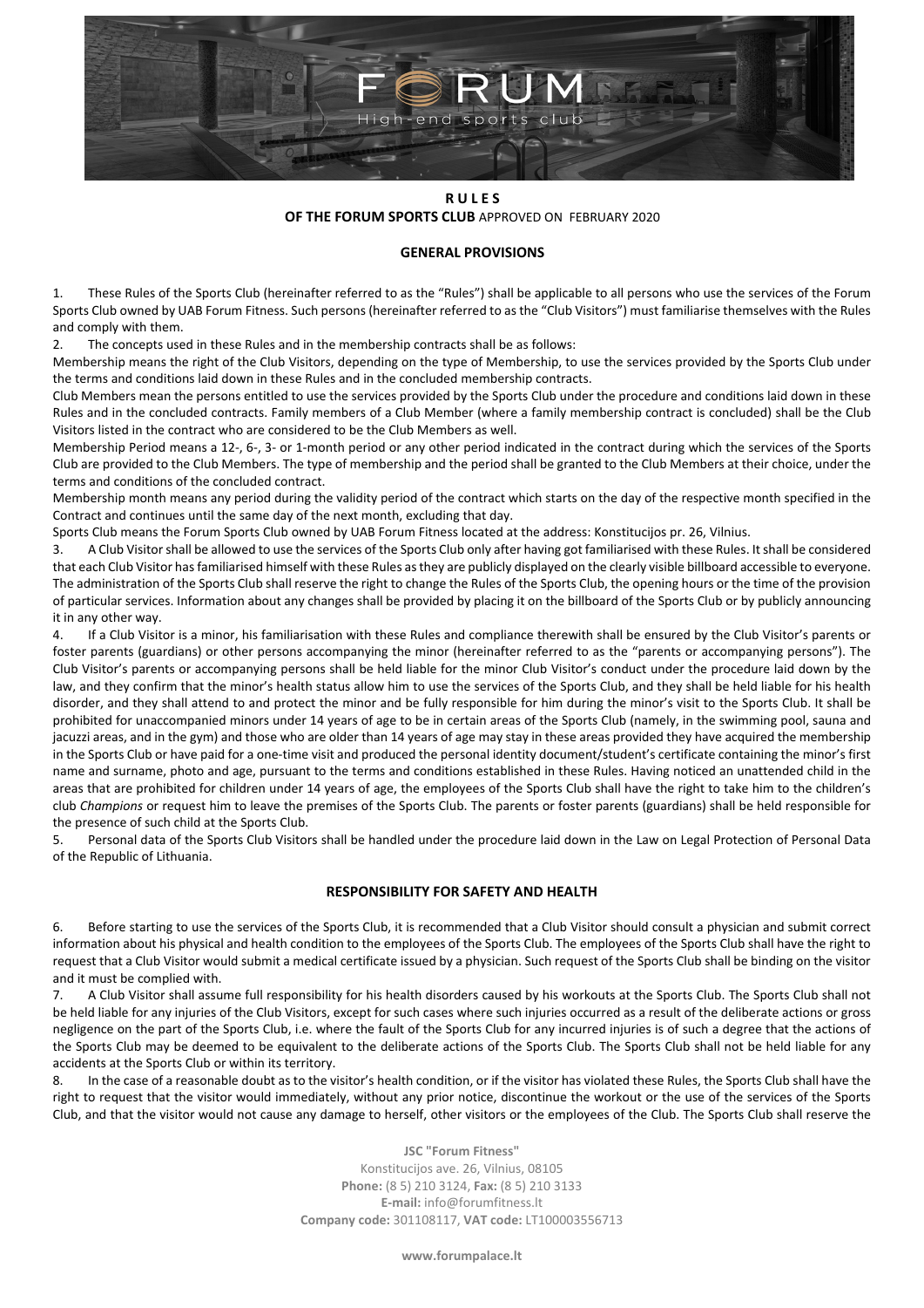# RULES

## OF THE FORUM SPORTS CLUB APPROVED ON FEBRUARY 2020

### GENERAL PROVISIONS

1. These Rules of the Sports Club (hereinafter referred to as the "Rules") shall be applicable to all persons who use the services of the Forum Sports Club owned by UAB Forum Fitness. Such persons (hereinafter referred to as the "Club Visitors") must familiarise themselves with the Rules and comply with them.

2. The concepts used in these Rules and in the membership contracts shall be as follows:

Membership means the right of the Club Visitors, depending on the type of Membership, to use the services provided by the Sports Club under the terms and conditions laid down in these Rules and in the concluded membership contracts.

Club Members mean the persons entitled to use the services provided by the Sports Club under the procedure and conditions laid down in these Rules and in the concluded contracts. Family members of a Club Member (where a family membership contract is concluded) shall be the Club Visitors listed in the contract who are considered to be the Club Members as well.

Membership Period means a 12-, 6-, 3- or 1-month period or any other period indicated in the contract during which the services of the Sports Club are provided to the Club Members. The type of membership and the period shall be granted to the Club Members at their choice, under the terms and conditions of the concluded contract.

Membership month means any period during the validity period of the contract which starts on the day of the respective month specified in the Contract and continues until the same day of the next month, excluding that day.

Sports Club means the Forum Sports Club owned by UAB Forum Fitness located at the address: Konstitucijos pr. 26, Vilnius.

3. A Club Visitor shall be allowed to use the services of the Sports Club only after having got familiarised with these Rules. It shall be considered that each Club Visitor has familiarised himself with these Rules as they are publicly displayed on the clearly visible billboard accessible to everyone. The administration of the Sports Club shall reserve the right to change the Rules of the Sports Club, the opening hours or the time of the provision of particular services. Information about any changes shall be provided by placing it on the billboard of the Sports Club or by publicly announcing it in any other way.

4. If a Club Visitor is a minor, his familiarisation with these Rules and compliance therewith shall be ensured by the Club Visitor's parents or foster parents (guardians) or other persons accompanying the minor (hereinafter referred to as the "parents or accompanying persons"). The Club Visitor's parents or accompanying persons shall be held liable for the minor Club Visitor's conduct under the procedure laid down by the law, and they confirm that the minor's health status allow him to use the services of the Sports Club, and they shall be held liable for his health disorder, and they shall attend to and protect the minor and be fully responsible for him during the minor's visit to the Sports Club. It shall be prohibited for unaccompanied minors under 14 years of age to be in certain areas of the Sports Club (namely, in the swimming pool, sauna and jacuzzi areas, and in the gym) and those who are older than 14 years of age may stay in these areas provided they have acquired the membership in the Sports Club or have paid for a one-time visit and produced the personal identity document/student's certificate containing the minor's first name and surname, photo and age, pursuant to the terms and conditions established in these Rules. Having noticed an unattended child in the areas that are prohibited for children under 14 years of age, the employees of the Sports Club shall have the right to take him to the children's club *Champions* or request him to leave the premises of the Sports Club. The parents or foster parents (guardians) shall be held responsible for the presence of such child at the Sports Club.

5. Personal data of the Sports Club Visitors shall be handled under the procedure laid down in the Law on Legal Protection of Personal Data of the Republic of Lithuania.

### RESPONSIBILITY FOR SAFETY AND HEALTH

6. Before starting to use the services of the Sports Club, it is recommended that a Club Visitor should consult a physician and submit correct information about his physical and health condition to the employees of the Sports Club. The employees of the Sports Club shall have the right to request that a Club Visitor would submit a medical certificate issued by a physician. Such request of the Sports Club shall be binding on the visitor and it must be complied with.

7. A Club Visitor shall assume full responsibility for his health disorders caused by his workouts at the Sports Club. The Sports Club shall not be held liable for any injuries of the Club Visitors, except for such cases where such injuries occurred as a result of the deliberate actions or gross negligence on the part of the Sports Club, i.e. where the fault of the Sports Club for any incurred injuries is of such a degree that the actions of the Sports Club may be deemed to be equivalent to the deliberate actions of the Sports Club. The Sports Club shall not be held liable for any accidents at the Sports Club or within its territory.

8. In the case of a reasonable doubt as to the visitor's health condition, or if the visitor has violated these Rules, the Sports Club shall have the right to request that the visitor would immediately, without any prior notice, discontinue the workout or the use of the services of the Sports Club, and that the visitor would not cause any damage to herself, other visitors or the employees of the Club. The Sports Club shall reserve the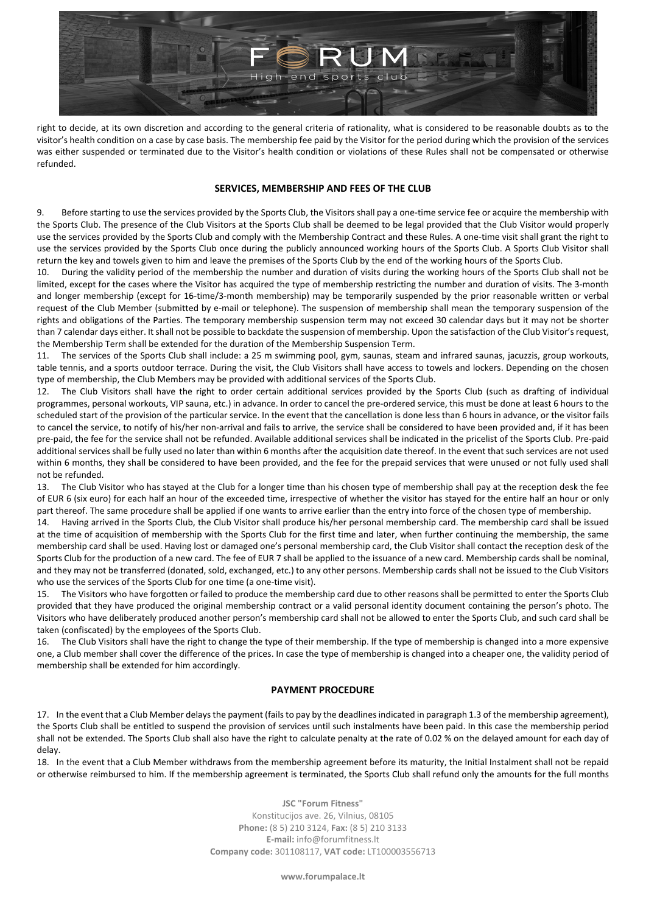right to decide, at its own discretion and according to the general criteria of rationality, what is considered to be reasonable doubts as to the visitor's health condition on a case by case basis. The membership fee paid by the Visitor for the period during which the provision of the services was either suspended or terminated due to the Visitor's health condition or violations of these Rules shall not be compensated or otherwise refunded.

## SERVICES, MEMBERSHIP AND FEES OF THE CLUB

9. Before starting to use the services provided by the Sports Club, the Visitors shall pay a one-time service fee or acquire the membership with the Sports Club. The presence of the Club Visitors at the Sports Club shall be deemed to be legal provided that the Club Visitor would properly use the services provided by the Sports Club and comply with the Membership Contract and these Rules. A one-time visit shall grant the right to use the services provided by the Sports Club once during the publicly announced working hours of the Sports Club. A Sports Club Visitor shall return the key and towels given to him and leave the premises of the Sports Club by the end of the working hours of the Sports Club.

10. During the validity period of the membership the number and duration of visits during the working hours of the Sports Club shall not be limited, except for the cases where the Visitor has acquired the type of membership restricting the number and duration of visits. The 3-month and longer membership (except for 16-time/3-month membership) may be temporarily suspended by the prior reasonable written or verbal request of the Club Member (submitted by e-mail or telephone). The suspension of membership shall mean the temporary suspension of the rights and obligations of the Parties. The temporary membership suspension term may not exceed 30 calendar days but it may not be shorter than 7 calendar days either. It shall not be possible to backdate the suspension of membership. Upon the satisfaction of the Club Visitor's request, the Membership Term shall be extended for the duration of the Membership Suspension Term.

11. The services of the Sports Club shall include: a 25 m swimming pool, gym, saunas, steam and infrared saunas, jacuzzis, group workouts, table tennis, and a sports outdoor terrace. During the visit, the Club Visitors shall have access to towels and lockers. Depending on the chosen type of membership, the Club Members may be provided with additional services of the Sports Club.

12. The Club Visitors shall have the right to order certain additional services provided by the Sports Club (such as drafting of individual programmes, personal workouts, VIP sauna, etc.) in advance. In order to cancel the pre-ordered service, this must be done at least 6 hours to the scheduled start of the provision of the particular service. In the event that the cancellation is done less than 6 hours in advance, or the visitor fails to cancel the service, to notify of his/her non-arrival and fails to arrive, the service shall be considered to have been provided and, if it has been pre-paid, the fee for the service shall not be refunded. Available additional services shall be indicated in the pricelist of the Sports Club. Pre-paid additional services shall be fully used no later than within 6 months after the acquisition date thereof. In the event that such services are not used within 6 months, they shall be considered to have been provided, and the fee for the prepaid services that were unused or not fully used shall not be refunded.

13. The Club Visitor who has stayed at the Club for a longer time than his chosen type of membership shall pay at the reception desk the fee of EUR 6 (six euro) for each half an hour of the exceeded time, irrespective of whether the visitor has stayed for the entire half an hour or only part thereof. The same procedure shall be applied if one wants to arrive earlier than the entry into force of the chosen type of membership.

14. Having arrived in the Sports Club, the Club Visitor shall produce his/her personal membership card. The membership card shall be issued at the time of acquisition of membership with the Sports Club for the first time and later, when further continuing the membership, the same membership card shall be used. Having lost or damaged one's personal membership card, the Club Visitor shall contact the reception desk of the Sports Club for the production of a new card. The fee of EUR 7 shall be applied to the issuance of a new card. Membership cards shall be nominal, and they may not be transferred (donated, sold, exchanged, etc.) to any other persons. Membership cards shall not be issued to the Club Visitors who use the services of the Sports Club for one time (a one-time visit).

15. The Visitors who have forgotten or failed to produce the membership card due to other reasons shall be permitted to enter the Sports Club provided that they have produced the original membership contract or a valid personal identity document containing the person's photo. The Visitors who have deliberately produced another person's membership card shall not be allowed to enter the Sports Club, and such card shall be taken (confiscated) by the employees of the Sports Club.

16. The Club Visitors shall have the right to change the type of their membership. If the type of membership is changed into a more expensive one, a Club member shall cover the difference of the prices. In case the type of membership is changed into a cheaper one, the validity period of membership shall be extended for him accordingly.

## PAYMENT PROCEDURE

17. In the event that a Club Member delays the payment (fails to pay by the deadlines indicated in paragraph 1.3 of the membership agreement), the Sports Club shall be entitled to suspend the provision of services until such instalments have been paid. In this case the membership period shall not be extended. The Sports Club shall also have the right to calculate penalty at the rate of 0.02 % on the delayed amount for each day of delay.

18. In the event that a Club Member withdraws from the membership agreement before its maturity, the Initial Instalment shall not be repaid or otherwise reimbursed to him. If the membership agreement is terminated, the Sports Club shall refund only the amounts for the full months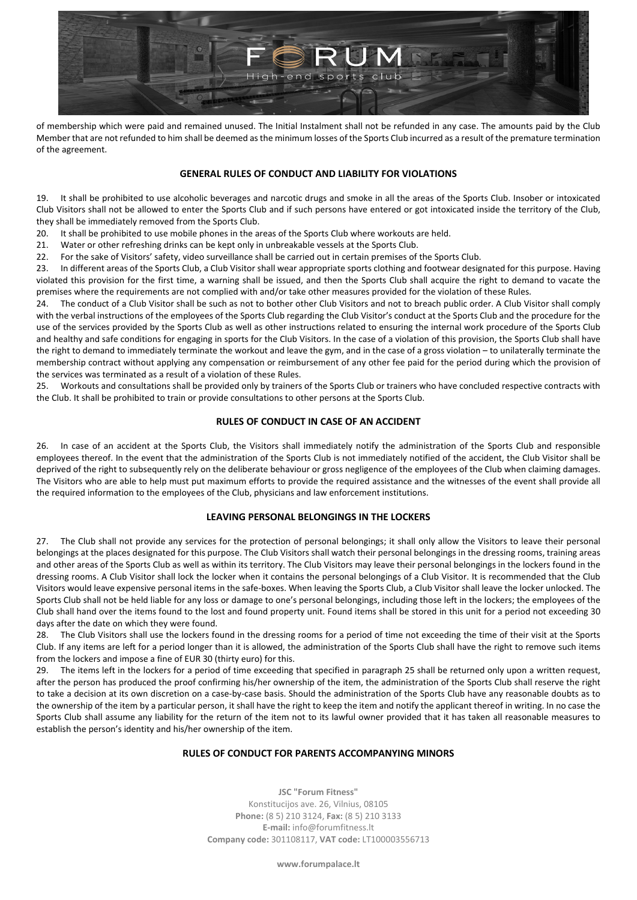of membership which were paid and remained unused. The Initial Instalment shall not be refunded in any case. The amounts paid by the Club Member that are not refunded to him shall be deemed as the minimum losses of the Sports Club incurred as a result of the premature termination of the agreement.

## GENERAL RULES OF CONDUCT AND LIABILITY FOR VIOLATIONS

19. It shall be prohibited to use alcoholic beverages and narcotic drugs and smoke in all the areas of the Sports Club. Insober or intoxicated Club Visitors shall not be allowed to enter the Sports Club and if such persons have entered or got intoxicated inside the territory of the Club, they shall be immediately removed from the Sports Club.

20. It shall be prohibited to use mobile phones in the areas of the Sports Club where workouts are held.

21. Water or other refreshing drinks can be kept only in unbreakable vessels at the Sports Club.

22. For the sake of Visitors' safety, video surveillance shall be carried out in certain premises of the Sports Club.

23. In different areas of the Sports Club, a Club Visitor shall wear appropriate sports clothing and footwear designated for this purpose. Having violated this provision for the first time, a warning shall be issued, and then the Sports Club shall acquire the right to demand to vacate the premises where the requirements are not complied with and/or take other measures provided for the violation of these Rules.

24. The conduct of a Club Visitor shall be such as not to bother other Club Visitors and not to breach public order. A Club Visitor shall comply with the verbal instructions of the employees of the Sports Club regarding the Club Visitor's conduct at the Sports Club and the procedure for the use of the services provided by the Sports Club as well as other instructions related to ensuring the internal work procedure of the Sports Club and healthy and safe conditions for engaging in sports for the Club Visitors. In the case of a violation of this provision, the Sports Club shall have the right to demand to immediately terminate the workout and leave the gym, and in the case of a gross violation – to unilaterally terminate the membership contract without applying any compensation or reimbursement of any other fee paid for the period during which the provision of the services was terminated as a result of a violation of these Rules.

25. Workouts and consultations shall be provided only by trainers of the Sports Club or trainers who have concluded respective contracts with the Club. It shall be prohibited to train or provide consultations to other persons at the Sports Club.

## RULES OF CONDUCT IN CASE OF AN ACCIDENT

26. In case of an accident at the Sports Club, the Visitors shall immediately notify the administration of the Sports Club and responsible employees thereof. In the event that the administration of the Sports Club is not immediately notified of the accident, the Club Visitor shall be deprived of the right to subsequently rely on the deliberate behaviour or gross negligence of the employees of the Club when claiming damages. The Visitors who are able to help must put maximum efforts to provide the required assistance and the witnesses of the event shall provide all the required information to the employees of the Club, physicians and law enforcement institutions.

## LEAVING PERSONAL BELONGINGS IN THE LOCKERS

27. The Club shall not provide any services for the protection of personal belongings; it shall only allow the Visitors to leave their personal belongings at the places designated for this purpose. The Club Visitors shall watch their personal belongings in the dressing rooms, training areas and other areas of the Sports Club as well as within its territory. The Club Visitors may leave their personal belongings in the lockers found in the dressing rooms. A Club Visitor shall lock the locker when it contains the personal belongings of a Club Visitor. It is recommended that the Club Visitors would leave expensive personal items in the safe-boxes. When leaving the Sports Club, a Club Visitor shall leave the locker unlocked. The Sports Club shall not be held liable for any loss or damage to one's personal belongings, including those left in the lockers; the employees of the Club shall hand over the items found to the lost and found property unit. Found items shall be stored in this unit for a period not exceeding 30 days after the date on which they were found.

28. The Club Visitors shall use the lockers found in the dressing rooms for a period of time not exceeding the time of their visit at the Sports Club. If any items are left for a period longer than it is allowed, the administration of the Sports Club shall have the right to remove such items from the lockers and impose a fine of EUR 30 (thirty euro) for this.

29. The items left in the lockers for a period of time exceeding that specified in paragraph 25 shall be returned only upon a written request, after the person has produced the proof confirming his/her ownership of the item, the administration of the Sports Club shall reserve the right to take a decision at its own discretion on a case-by-case basis. Should the administration of the Sports Club have any reasonable doubts as to the ownership of the item by a particular person, it shall have the right to keep the item and notify the applicant thereof in writing. In no case the Sports Club shall assume any liability for the return of the item not to its lawful owner provided that it has taken all reasonable measures to establish the person's identity and his/her ownership of the item.

## RULES OF CONDUCT FOR PARENTS ACCOMPANYING MINORS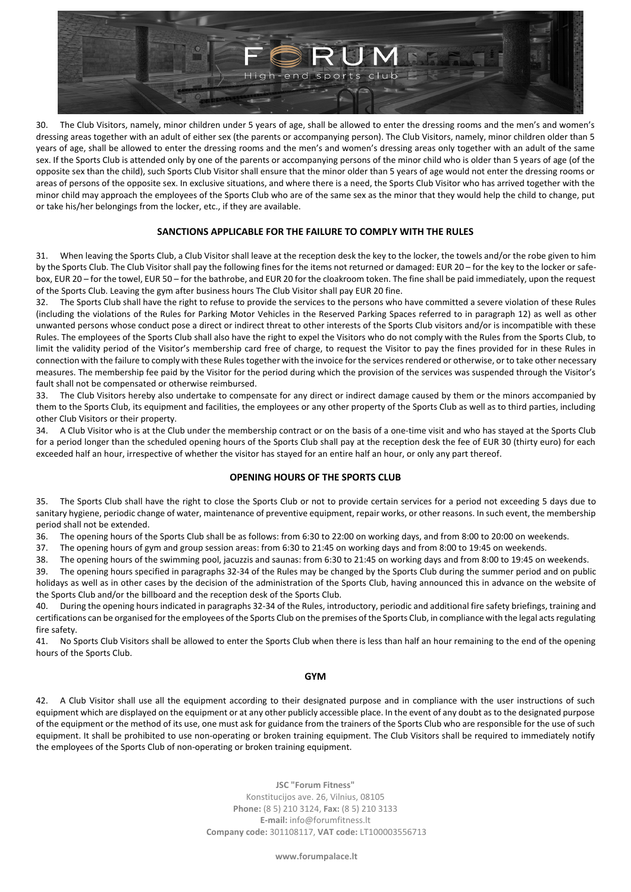30. The Club Visitors, namely, minor children under 5 years of age, shall be allowed to enter the dressing rooms and the men's and women's dressing areas together with an adult of either sex (the parents or accompanying person). The Club Visitors, namely, minor children older than 5 years of age, shall be allowed to enter the dressing rooms and the men's and women's dressing areas only together with an adult of the same sex. If the Sports Club is attended only by one of the parents or accompanying persons of the minor child who is older than 5 years of age (of the opposite sex than the child), such Sports Club Visitor shall ensure that the minor older than 5 years of age would not enter the dressing rooms or areas of persons of the opposite sex. In exclusive situations, and where there is a need, the Sports Club Visitor who has arrived together with the minor child may approach the employees of the Sports Club who are of the same sex as the minor that they would help the child to change, put or take his/her belongings from the locker, etc., if they are available.

## SANCTIONS APPLICABLE FOR THE FAILURE TO COMPLY WITH THE RULES

31. When leaving the Sports Club, a Club Visitor shall leave at the reception desk the key to the locker, the towels and/or the robe given to him by the Sports Club. The Club Visitor shall pay the following fines for the items not returned or damaged: EUR 20 – for the key to the locker or safe-box, EUR 20 – for the towel, EUR 50 – for the bathrobe, and EUR 20 for the cloakroom token. The fine shall be paid immediately, upon the request of the Sports Club. Leaving the gym after business hours The Club Visitor shall pay EUR 20 fine.

32. The Sports Club shall have the right to refuse to provide the services to the persons who have committed a severe violation of these Rules (including the violations of the Rules for Parking Motor Vehicles in the Reserved Parking Spaces referred to in paragraph 12) as well as other unwanted persons whose conduct pose a direct or indirect threat to other interests of the Sports Club visitors and/or is incompatible with these Rules. The employees of the Sports Club shall also have the right to expel the Visitors who do not comply with the Rules from the Sports Club, to limit the validity period of the Visitor's membership card free of charge, to request the Visitor to pay the fines provided for in these Rules in connection with the failure to comply with these Rules together with the invoice for the services rendered or otherwise, or to take other necessary measures. The membership fee paid by the Visitor for the period during which the provision of the services was suspended through the Visitor's fault shall not be compensated or otherwise reimbursed.

33. The Club Visitors hereby also undertake to compensate for any direct or indirect damage caused by them or the minors accompanied by them to the Sports Club, its equipment and facilities, the employees or any other property of the Sports Club as well as to third parties, including other Club Visitors or their property.

34. A Club Visitor who is at the Club under the membership contract or on the basis of a one-time visit and who has stayed at the Sports Club for a period longer than the scheduled opening hours of the Sports Club shall pay at the reception desk the fee of EUR 30 (thirty euro) for each exceeded half an hour, irrespective of whether the visitor has stayed for an entire half an hour, or only any part thereof.

## OPENING HOURS OF THE SPORTS CLUB

35. The Sports Club shall have the right to close the Sports Club or not to provide certain services for a period not exceeding 5 days due to sanitary hygiene, periodic change of water, maintenance of preventive equipment, repair works, or other reasons. In such event, the membership period shall not be extended.

36. The opening hours of the Sports Club shall be as follows: from 6:30 to 22:00 on working days, and from 8:00 to 20:00 on weekends.

37. The opening hours of gym and group session areas: from 6:30 to 21:45 on working days and from 8:00 to 19:45 on weekends.

38. The opening hours of the swimming pool, jacuzzis and saunas: from 6:30 to 21:45 on working days and from 8:00 to 19:45 on weekends.

39. The opening hours specified in paragraphs 32-34 of the Rules may be changed by the Sports Club during the summer period and on public holidays as well as in other cases by the decision of the administration of the Sports Club, having announced this in advance on the website of the Sports Club and/or the billboard and the reception desk of the Sports Club.

40. During the opening hours indicated in paragraphs 32-34 of the Rules, introductory, periodic and additional fire safety briefings, training and certifications can be organised for the employees of the Sports Club on the premises of the Sports Club, in compliance with the legal acts regulating fire safety.

41. No Sports Club Visitors shall be allowed to enter the Sports Club when there is less than half an hour remaining to the end of the opening hours of the Sports Club.

## GYM

42. A Club Visitor shall use all the equipment according to their designated purpose and in compliance with the user instructions of such equipment which are displayed on the equipment or at any other publicly accessible place. In the event of any doubt as to the designated purpose of the equipment or the method of its use, one must ask for guidance from the trainers of the Sports Club who are responsible for the use of such equipment. It shall be prohibited to use non-operating or broken training equipment. The Club Visitors shall be required to immediately notify the employees of the Sports Club of non-operating or broken training equipment.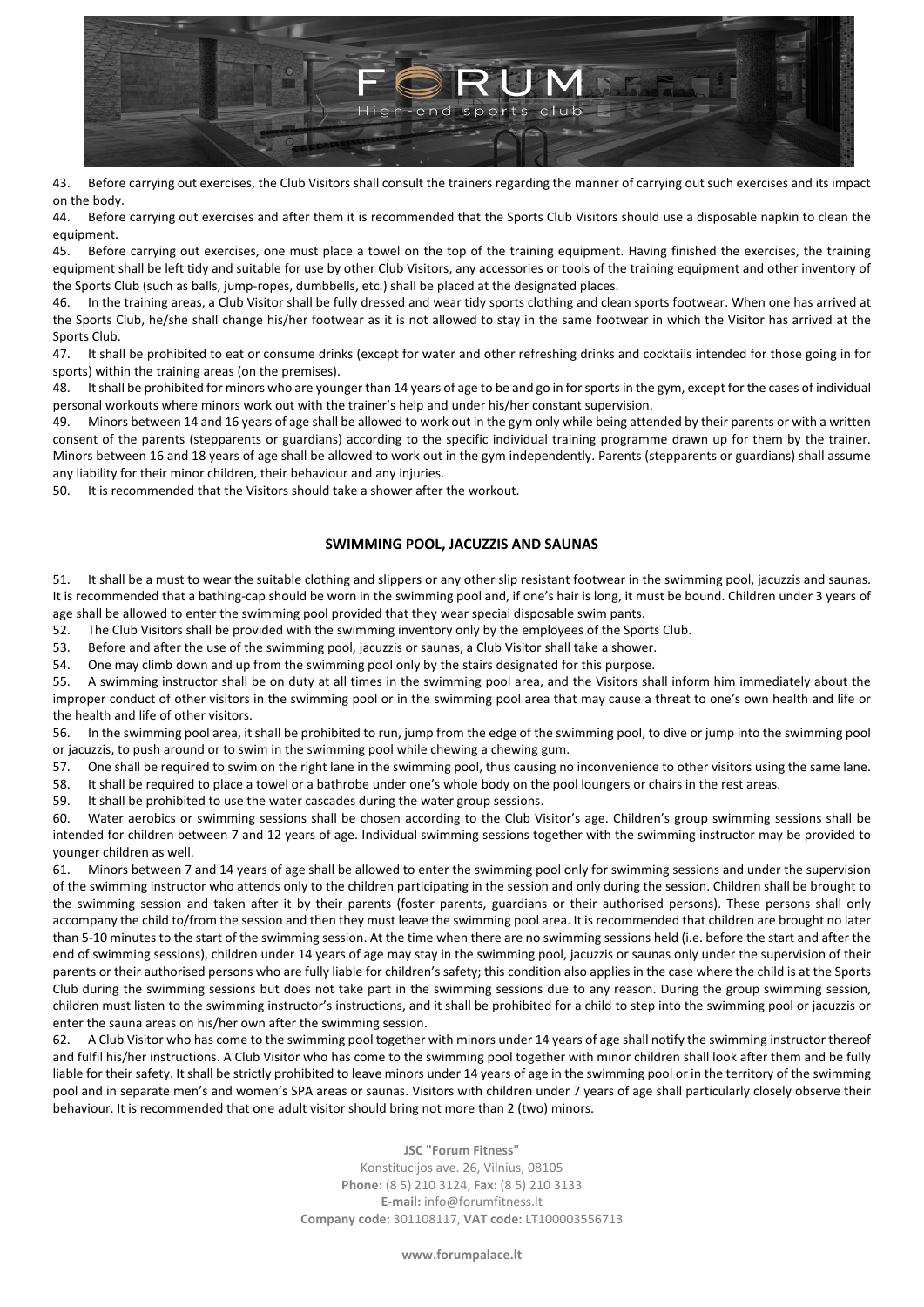43. Before carrying out exercises, the Club Visitors shall consult the trainers regarding the manner of carrying out such exercises and its impact on the body.

44. Before carrying out exercises and after them it is recommended that the Sports Club Visitors should use a disposable napkin to clean the equipment.

45. Before carrying out exercises, one must place a towel on the top of the training equipment. Having finished the exercises, the training equipment shall be left tidy and suitable for use by other Club Visitors, any accessories or tools of the training equipment and other inventory of the Sports Club (such as balls, jump-ropes, dumbbells, etc.) shall be placed at the designated places.

46. In the training areas, a Club Visitor shall be fully dressed and wear tidy sports clothing and clean sports footwear. When one has arrived at the Sports Club, he/she shall change his/her footwear as it is not allowed to stay in the same footwear in which the Visitor has arrived at the Sports Club.

47. It shall be prohibited to eat or consume drinks (except for water and other refreshing drinks and cocktails intended for those going in for sports) within the training areas (on the premises).

48. It shall be prohibited for minors who are younger than 14 years of age to be and go in for sports in the gym, except for the cases of individual personal workouts where minors work out with the trainer's help and under his/her constant supervision.

49. Minors between 14 and 16 years of age shall be allowed to work out in the gym only while being attended by their parents or with a written consent of the parents (stepparents or guardians) according to the specific individual training programme drawn up for them by the trainer. Minors between 16 and 18 years of age shall be allowed to work out in the gym independently. Parents (stepparents or guardians) shall assume any liability for their minor children, their behaviour and any injuries.

50. It is recommended that the Visitors should take a shower after the workout.

## SWIMMING POOL, JACUZZIS AND SAUNAS

51. It shall be a must to wear the suitable clothing and slippers or any other slip resistant footwear in the swimming pool, jacuzzis and saunas. It is recommended that a bathing-cap should be worn in the swimming pool and, if one's hair is long, it must be bound. Children under 3 years of age shall be allowed to enter the swimming pool provided that they wear special disposable swim pants.

52. The Club Visitors shall be provided with the swimming inventory only by the employees of the Sports Club.

53. Before and after the use of the swimming pool, jacuzzis or saunas, a Club Visitor shall take a shower.

54. One may climb down and up from the swimming pool only by the stairs designated for this purpose.

55. A swimming instructor shall be on duty at all times in the swimming pool area, and the Visitors shall inform him immediately about the improper conduct of other visitors in the swimming pool or in the swimming pool area that may cause a threat to one's own health and life or the health and life of other visitors.

56. In the swimming pool area, it shall be prohibited to run, jump from the edge of the swimming pool, to dive or jump into the swimming pool or jacuzzis, to push around or to swim in the swimming pool while chewing a chewing gum.

57. One shall be required to swim on the right lane in the swimming pool, thus causing no inconvenience to other visitors using the same lane.

58. It shall be required to place a towel or a bathrobe under one's whole body on the pool loungers or chairs in the rest areas.

59. It shall be prohibited to use the water cascades during the water group sessions.

60. Water aerobics or swimming sessions shall be chosen according to the Club Visitor's age. Children's group swimming sessions shall be intended for children between 7 and 12 years of age. Individual swimming sessions together with the swimming instructor may be provided to younger children as well.

61. Minors between 7 and 14 years of age shall be allowed to enter the swimming pool only for swimming sessions and under the supervision of the swimming instructor who attends only to the children participating in the session and only during the session. Children shall be brought to the swimming session and taken after it by their parents (foster parents, guardians or their authorised persons). These persons shall only accompany the child to/from the session and then they must leave the swimming pool area. It is recommended that children are brought no later than 5-10 minutes to the start of the swimming session. At the time when there are no swimming sessions held (i.e. before the start and after the end of swimming sessions), children under 14 years of age may stay in the swimming pool, jacuzzis or saunas only under the supervision of their parents or their authorised persons who are fully liable for children's safety; this condition also applies in the case where the child is at the Sports Club during the swimming sessions but does not take part in the swimming sessions due to any reason. During the group swimming session, children must listen to the swimming instructor's instructions, and it shall be prohibited for a child to step into the swimming pool or jacuzzis or enter the sauna areas on his/her own after the swimming session.

62. A Club Visitor who has come to the swimming pool together with minors under 14 years of age shall notify the swimming instructor thereof and fulfil his/her instructions. A Club Visitor who has come to the swimming pool together with minor children shall look after them and be fully liable for their safety. It shall be strictly prohibited to leave minors under 14 years of age in the swimming pool or in the territory of the swimming pool and in separate men's and women's SPA areas or saunas. Visitors with children under 7 years of age shall particularly closely observe their behaviour. It is recommended that one adult visitor should bring not more than 2 (two) minors.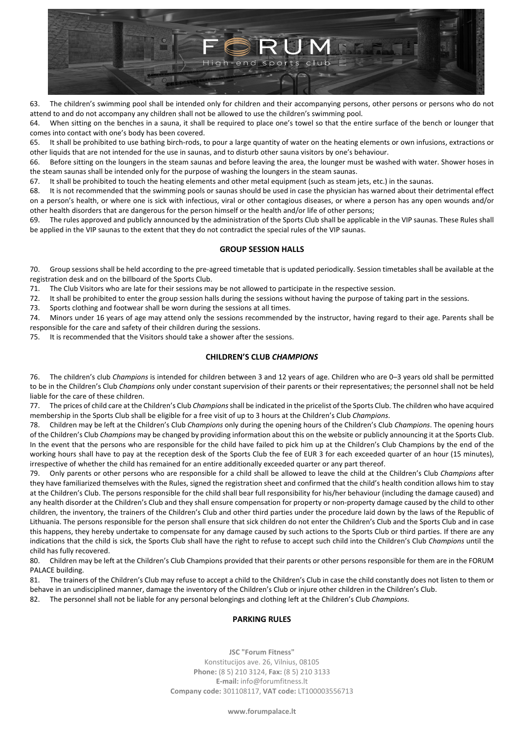63. The children's swimming pool shall be intended only for children and their accompanying persons, other persons or persons who do not attend to and do not accompany any children shall not be allowed to use the children's swimming pool.

64. When sitting on the benches in a sauna, it shall be required to place one's towel so that the entire surface of the bench or lounger that comes into contact with one's body has been covered.

65. It shall be prohibited to use bathing birch-rods, to pour a large quantity of water on the heating elements or own infusions, extractions or other liquids that are not intended for the use in saunas, and to disturb other sauna visitors by one's behaviour.

66. Before sitting on the loungers in the steam saunas and before leaving the area, the lounger must be washed with water. Shower hoses in the steam saunas shall be intended only for the purpose of washing the loungers in the steam saunas.

67. It shall be prohibited to touch the heating elements and other metal equipment (such as steam jets, etc.) in the saunas.

68. It is not recommended that the swimming pools or saunas should be used in case the physician has warned about their detrimental effect on a person's health, or where one is sick with infectious, viral or other contagious diseases, or where a person has any open wounds and/or other health disorders that are dangerous for the person himself or the health and/or life of other persons;

69. The rules approved and publicly announced by the administration of the Sports Club shall be applicable in the VIP saunas. These Rules shall be applied in the VIP saunas to the extent that they do not contradict the special rules of the VIP saunas.

## GROUP SESSION HALLS

70. Group sessions shall be held according to the pre-agreed timetable that is updated periodically. Session timetables shall be available at the registration desk and on the billboard of the Sports Club.

71. The Club Visitors who are late for their sessions may be not allowed to participate in the respective session.

72. It shall be prohibited to enter the group session halls during the sessions without having the purpose of taking part in the sessions.

73. Sports clothing and footwear shall be worn during the sessions at all times.

74. Minors under 16 years of age may attend only the sessions recommended by the instructor, having regard to their age. Parents shall be responsible for the care and safety of their children during the sessions.

75. It is recommended that the Visitors should take a shower after the sessions.

## CHILDREN'S CLUB *CHAMPIONS*

76. The children's club *Champions* is intended for children between 3 and 12 years of age. Children who are 0–3 years old shall be permitted to be in the Children's Club *Champions* only under constant supervision of their parents or their representatives; the personnel shall not be held liable for the care of these children.

77. The prices of child care at the Children's Club *Champions* shall be indicated in the pricelist of the Sports Club. The children who have acquired membership in the Sports Club shall be eligible for a free visit of up to 3 hours at the Children's Club *Champions*.

78. Children may be left at the Children's Club *Champions* only during the opening hours of the Children's Club *Champions*. The opening hours of the Children's Club *Champions* may be changed by providing information about this on the website or publicly announcing it at the Sports Club. In the event that the persons who are responsible for the child have failed to pick him up at the Children's Club Champions by the end of the working hours shall have to pay at the reception desk of the Sports Club the fee of EUR 3 for each exceeded quarter of an hour (15 minutes), irrespective of whether the child has remained for an entire additionally exceeded quarter or any part thereof.

79. Only parents or other persons who are responsible for a child shall be allowed to leave the child at the Children's Club *Champions* after they have familiarized themselves with the Rules, signed the registration sheet and confirmed that the child's health condition allows him to stay at the Children's Club. The persons responsible for the child shall bear full responsibility for his/her behaviour (including the damage caused) and any health disorder at the Children's Club and they shall ensure compensation for property or non-property damage caused by the child to other children, the inventory, the trainers of the Children's Club and other third parties under the procedure laid down by the laws of the Republic of Lithuania. The persons responsible for the person shall ensure that sick children do not enter the Children's Club and the Sports Club and in case this happens, they hereby undertake to compensate for any damage caused by such actions to the Sports Club or third parties. If there are any indications that the child is sick, the Sports Club shall have the right to refuse to accept such child into the Children's Club *Champions* until the child has fully recovered.

80. Children may be left at the Children's Club Champions provided that their parents or other persons responsible for them are in the FORUM PALACE building.

81. The trainers of the Children's Club may refuse to accept a child to the Children's Club in case the child constantly does not listen to them or behave in an undisciplined manner, damage the inventory of the Children's Club or injure other children in the Children's Club.

82. The personnel shall not be liable for any personal belongings and clothing left at the Children's Club *Champions*.

## PARKING RULES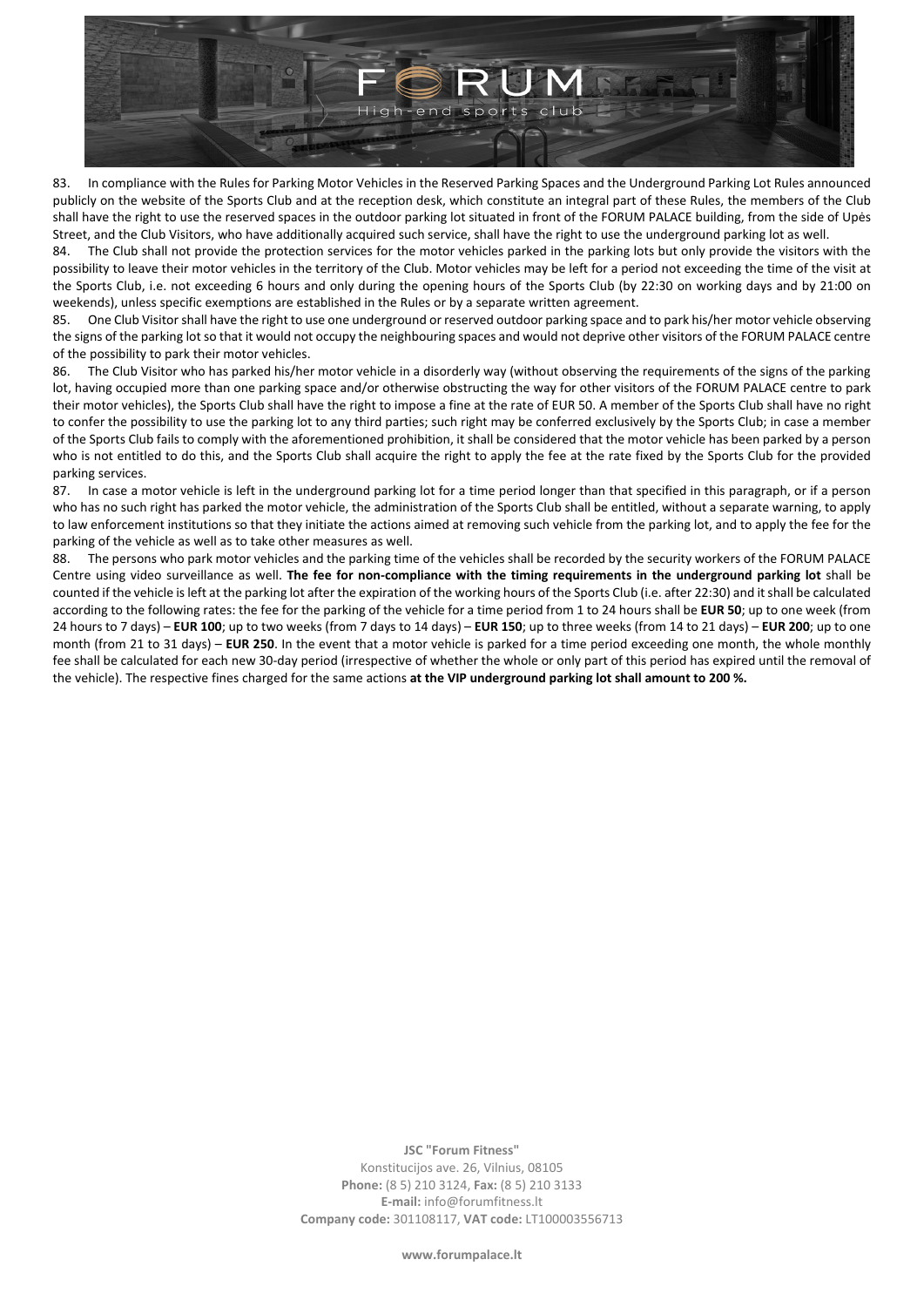83. In compliance with the Rules for Parking Motor Vehicles in the Reserved Parking Spaces and the Underground Parking Lot Rules announced publicly on the website of the Sports Club and at the reception desk, which constitute an integral part of these Rules, the members of the Club shall have the right to use the reserved spaces in the outdoor parking lot situated in front of the FORUM PALACE building, from the side of Upės Street, and the Club Visitors, who have additionally acquired such service, shall have the right to use the underground parking lot as well.

84. The Club shall not provide the protection services for the motor vehicles parked in the parking lots but only provide the visitors with the possibility to leave their motor vehicles in the territory of the Club. Motor vehicles may be left for a period not exceeding the time of the visit at the Sports Club, i.e. not exceeding 6 hours and only during the opening hours of the Sports Club (by 22:30 on working days and by 21:00 on weekends), unless specific exemptions are established in the Rules or by a separate written agreement.

85. One Club Visitor shall have the right to use one underground or reserved outdoor parking space and to park his/her motor vehicle observing the signs of the parking lot so that it would not occupy the neighbouring spaces and would not deprive other visitors of the FORUM PALACE centre of the possibility to park their motor vehicles.

86. The Club Visitor who has parked his/her motor vehicle in a disorderly way (without observing the requirements of the signs of the parking lot, having occupied more than one parking space and/or otherwise obstructing the way for other visitors of the FORUM PALACE centre to park their motor vehicles), the Sports Club shall have the right to impose a fine at the rate of EUR 50. A member of the Sports Club shall have no right to confer the possibility to use the parking lot to any third parties; such right may be conferred exclusively by the Sports Club; in case a member of the Sports Club fails to comply with the aforementioned prohibition, it shall be considered that the motor vehicle has been parked by a person who is not entitled to do this, and the Sports Club shall acquire the right to apply the fee at the rate fixed by the Sports Club for the provided parking services.

87. In case a motor vehicle is left in the underground parking lot for a time period longer than that specified in this paragraph, or if a person who has no such right has parked the motor vehicle, the administration of the Sports Club shall be entitled, without a separate warning, to apply to law enforcement institutions so that they initiate the actions aimed at removing such vehicle from the parking lot, and to apply the fee for the parking of the vehicle as well as to take other measures as well.

88. The persons who park motor vehicles and the parking time of the vehicles shall be recorded by the security workers of the FORUM PALACE Centre using video surveillance as well. **The fee for non-compliance with the timing requirements in the underground parking lot** shall be counted if the vehicle is left at the parking lot after the expiration of the working hours of the Sports Club (i.e. after 22:30) and it shall be calculated according to the following rates: the fee for the parking of the vehicle for a time period from 1 to 24 hours shall be **EUR 50**; up to one week (from 24 hours to 7 days) – **EUR 100**; up to two weeks (from 7 days to 14 days) – **EUR 150**; up to three weeks (from 14 to 21 days) – **EUR 200**; up to one month (from 21 to 31 days) – **EUR 250**. In the event that a motor vehicle is parked for a time period exceeding one month, the whole monthly fee shall be calculated for each new 30-day period (irrespective of whether the whole or only part of this period has expired until the removal of the vehicle). The respective fines charged for the same actions **at the VIP underground parking lot shall amount to 200 %.**